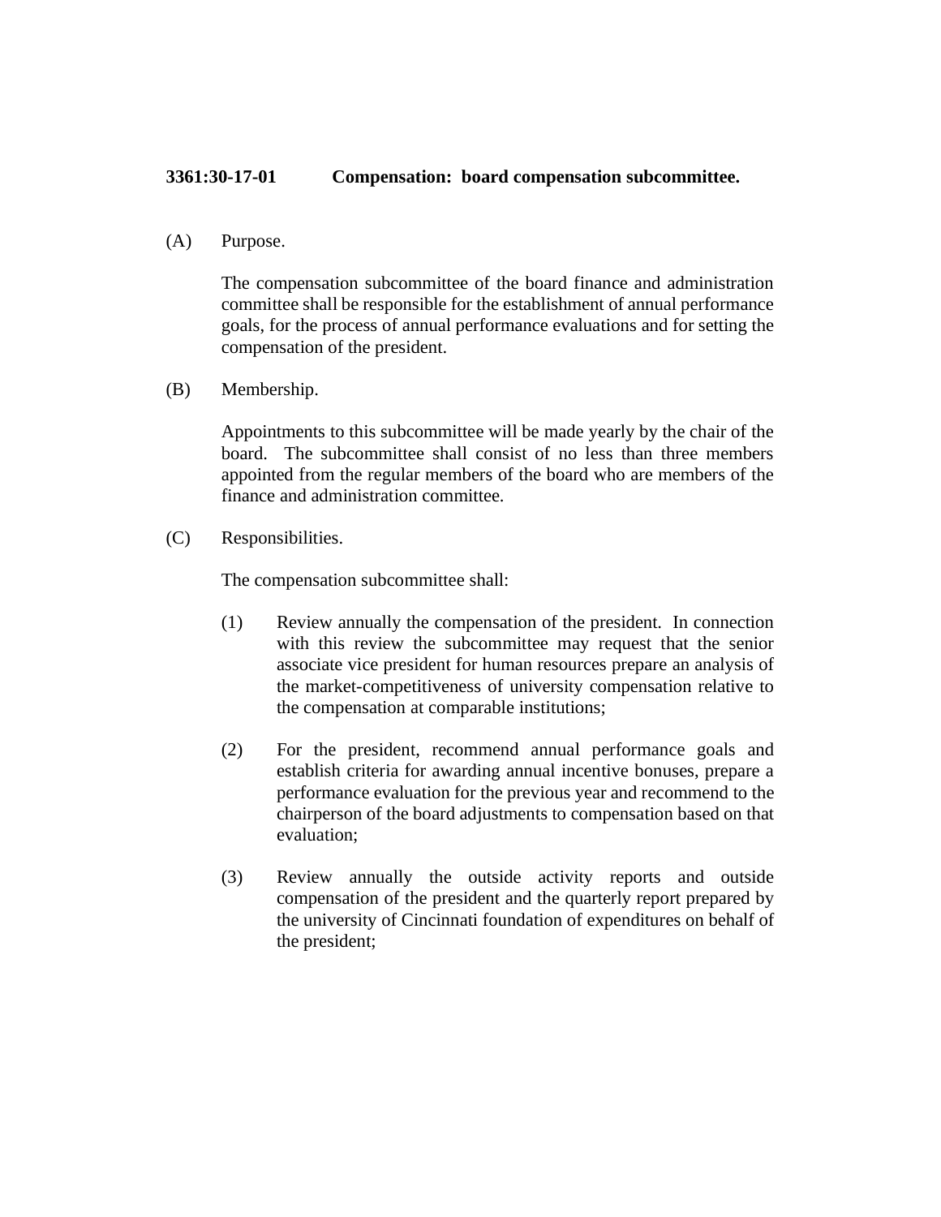**3361:30-17-01 Compensation: board compensation subcommittee.**

(A) Purpose.

The compensation subcommittee of the board finance and administration committee shall be responsible for the establishment of annual performance goals, for the process of annual performance evaluations and for setting the compensation of the president.

(B) Membership.

Appointments to this subcommittee will be made yearly by the chair of the board. The subcommittee shall consist of no less than three members appointed from the regular members of the board who are members of the finance and administration committee.

(C) Responsibilities.

The compensation subcommittee shall:

(1) Review annually the compensation of the president. In connection with this review the subcommittee may request that the senior associate vice president for human resources prepare an analysis of the market-competitiveness of university compensation relative to the compensation at comparable institutions;

(2) For the president, recommend annual performance goals and establish criteria for awarding annual incentive bonuses, prepare a performance evaluation for the previous year and recommend to the chairperson of the board adjustments to compensation based on that evaluation;

(3) Review annually the outside activity reports and outside compensation of the president and the quarterly report prepared by the university of Cincinnati foundation of expenditures on behalf of the president;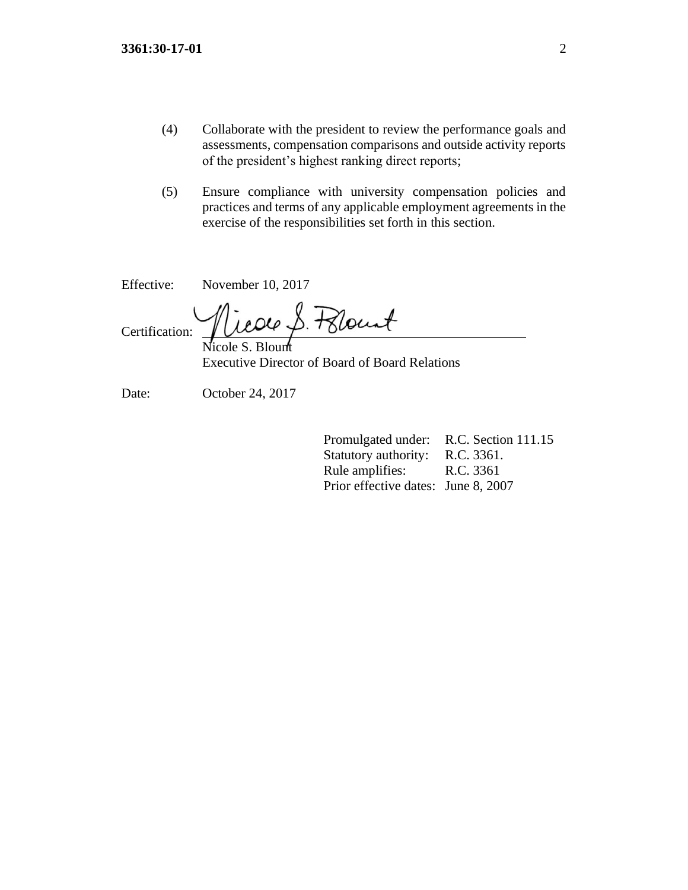(4) Collaborate with the president to review the performance goals and assessments, compensation comparisons and outside activity reports of the president's highest ranking direct reports;

(5) Ensure compliance with university compensation policies and practices and terms of any applicable employment agreements in the exercise of the responsibilities set forth in this section.

Effective: November 10, 2017

Certification: Nicole S. Blount
Nicole S. Blount
Executive Director of Board of Board Relations

Date: October 24, 2017

| | |
|---|---|
| Promulgated under: | R.C. Section 111.15 |
| Statutory authority: | R.C. 3361. |
| Rule amplifies: | R.C. 3361 |
| Prior effective dates: | June 8, 2007 |